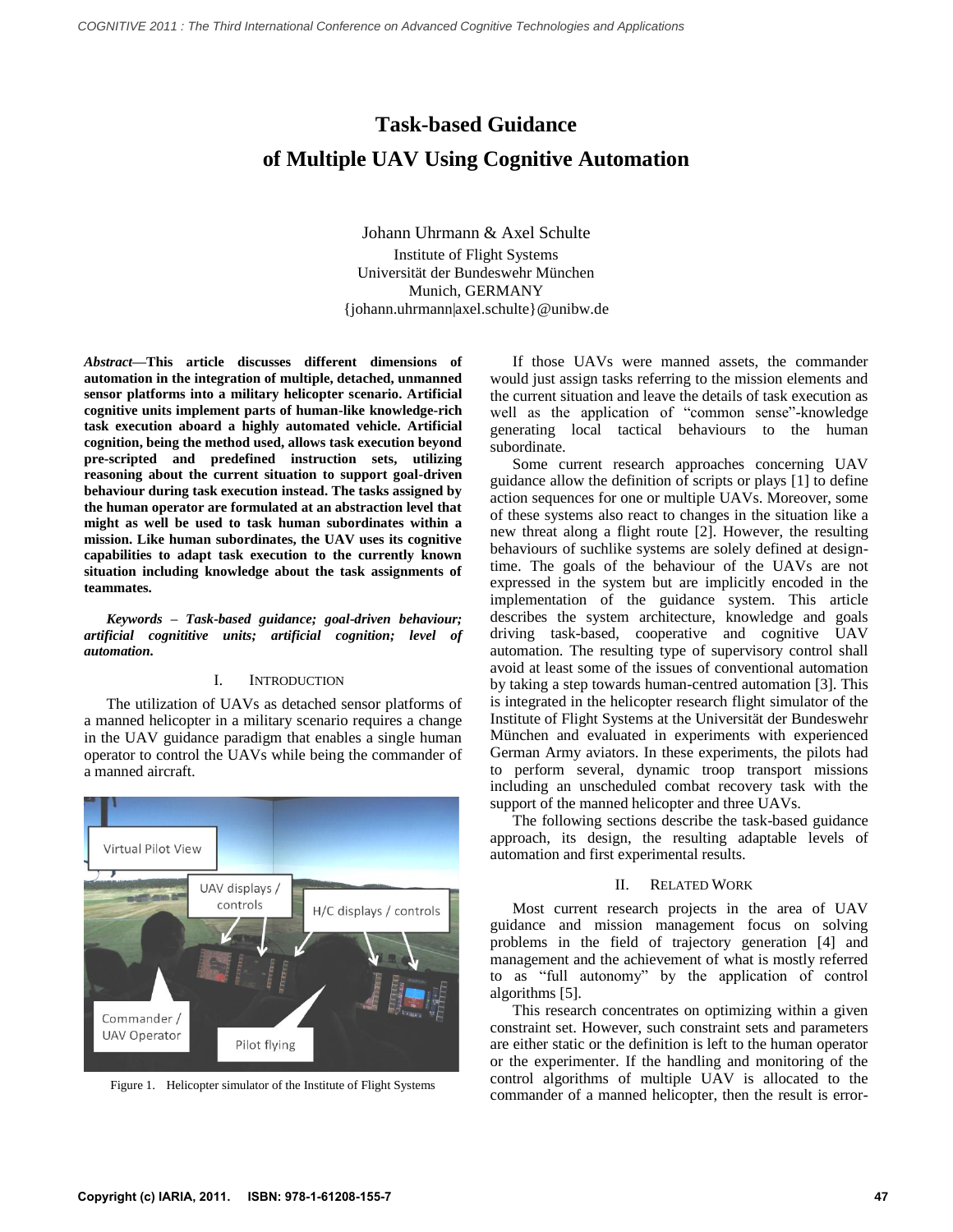# Task-based Guidance of Multiple UAV Using Cognitive Automation

Johann Uhrmann & Axel Schulte
Institute of Flight Systems
Universität der Bundeswehr München
Munich, GERMANY
{johann.uhrmann|axel.schulte}@unibw.de

***Abstract*—This article discusses different dimensions of automation in the integration of multiple, detached, unmanned sensor platforms into a military helicopter scenario. Artificial cognitive units implement parts of human-like knowledge-rich task execution aboard a highly automated vehicle. Artificial cognition, being the method used, allows task execution beyond pre-scripted and predefined instruction sets, utilizing reasoning about the current situation to support goal-driven behaviour during task execution instead. The tasks assigned by the human operator are formulated at an abstraction level that might as well be used to task human subordinates within a mission. Like human subordinates, the UAV uses its cognitive capabilities to adapt task execution to the currently known situation including knowledge about the task assignments of teammates.**

***Keywords – Task-based guidance; goal-driven behaviour; artificial cognititive units; artificial cognition; level of automation.***

## I. Introduction

The utilization of UAVs as detached sensor platforms of a manned helicopter in a military scenario requires a change in the UAV guidance paradigm that enables a single human operator to control the UAVs while being the commander of a manned aircraft.

Figure 1. Helicopter simulator of the Institute of Flight Systems

If those UAVs were manned assets, the commander would just assign tasks referring to the mission elements and the current situation and leave the details of task execution as well as the application of "common sense"-knowledge generating local tactical behaviours to the human subordinate.

Some current research approaches concerning UAV guidance allow the definition of scripts or plays [1] to define action sequences for one or multiple UAVs. Moreover, some of these systems also react to changes in the situation like a new threat along a flight route [2]. However, the resulting behaviours of suchlike systems are solely defined at design-time. The goals of the behaviour of the UAVs are not expressed in the system but are implicitly encoded in the implementation of the guidance system. This article describes the system architecture, knowledge and goals driving task-based, cooperative and cognitive UAV automation. The resulting type of supervisory control shall avoid at least some of the issues of conventional automation by taking a step towards human-centred automation [3]. This is integrated in the helicopter research flight simulator of the Institute of Flight Systems at the Universität der Bundeswehr München and evaluated in experiments with experienced German Army aviators. In these experiments, the pilots had to perform several, dynamic troop transport missions including an unscheduled combat recovery task with the support of the manned helicopter and three UAVs.

The following sections describe the task-based guidance approach, its design, the resulting adaptable levels of automation and first experimental results.

## II. Related Work

Most current research projects in the area of UAV guidance and mission management focus on solving problems in the field of trajectory generation [4] and management and the achievement of what is mostly referred to as "full autonomy" by the application of control algorithms [5].

This research concentrates on optimizing within a given constraint set. However, such constraint sets and parameters are either static or the definition is left to the human operator or the experimenter. If the handling and monitoring of the control algorithms of multiple UAV is allocated to the commander of a manned helicopter, then the result is error-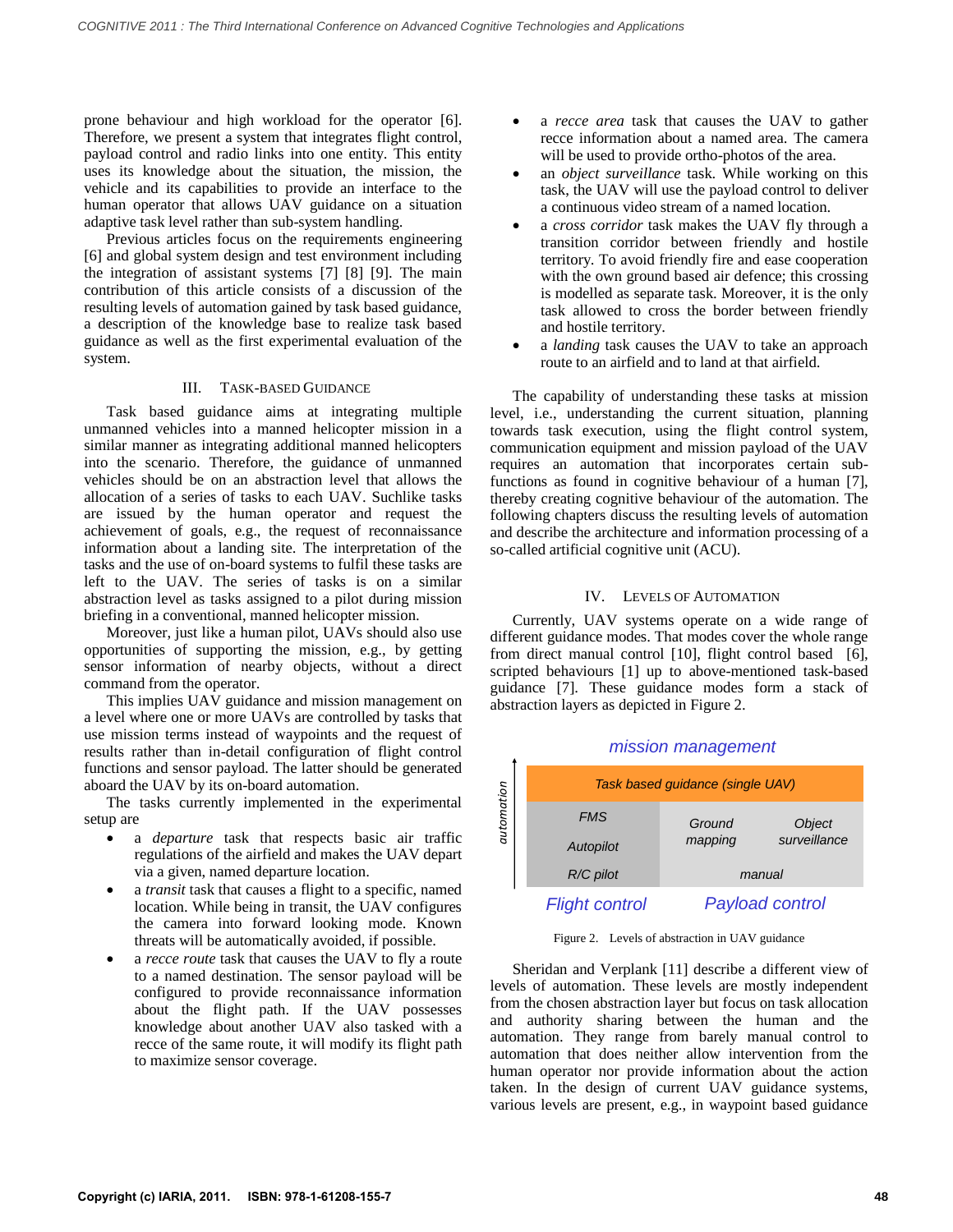prone behaviour and high workload for the operator [6]. Therefore, we present a system that integrates flight control, payload control and radio links into one entity. This entity uses its knowledge about the situation, the mission, the vehicle and its capabilities to provide an interface to the human operator that allows UAV guidance on a situation adaptive task level rather than sub-system handling.

Previous articles focus on the requirements engineering [6] and global system design and test environment including the integration of assistant systems [7] [8] [9]. The main contribution of this article consists of a discussion of the resulting levels of automation gained by task based guidance, a description of the knowledge base to realize task based guidance as well as the first experimental evaluation of the system.

## III. Task-based Guidance

Task based guidance aims at integrating multiple unmanned vehicles into a manned helicopter mission in a similar manner as integrating additional manned helicopters into the scenario. Therefore, the guidance of unmanned vehicles should be on an abstraction level that allows the allocation of a series of tasks to each UAV. Suchlike tasks are issued by the human operator and request the achievement of goals, e.g., the request of reconnaissance information about a landing site. The interpretation of the tasks and the use of on-board systems to fulfil these tasks are left to the UAV. The series of tasks is on a similar abstraction level as tasks assigned to a pilot during mission briefing in a conventional, manned helicopter mission.

Moreover, just like a human pilot, UAVs should also use opportunities of supporting the mission, e.g., by getting sensor information of nearby objects, without a direct command from the operator.

This implies UAV guidance and mission management on a level where one or more UAVs are controlled by tasks that use mission terms instead of waypoints and the request of results rather than in-detail configuration of flight control functions and sensor payload. The latter should be generated aboard the UAV by its on-board automation.

The tasks currently implemented in the experimental setup are

- a *departure* task that respects basic air traffic regulations of the airfield and makes the UAV depart via a given, named departure location.
- a *transit* task that causes a flight to a specific, named location. While being in transit, the UAV configures the camera into forward looking mode. Known threats will be automatically avoided, if possible.
- a *recce route* task that causes the UAV to fly a route to a named destination. The sensor payload will be configured to provide reconnaissance information about the flight path. If the UAV possesses knowledge about another UAV also tasked with a recce of the same route, it will modify its flight path to maximize sensor coverage.
- a *recce area* task that causes the UAV to gather recce information about a named area. The camera will be used to provide ortho-photos of the area.
- an *object surveillance* task. While working on this task, the UAV will use the payload control to deliver a continuous video stream of a named location.
- a *cross corridor* task makes the UAV fly through a transition corridor between friendly and hostile territory. To avoid friendly fire and ease cooperation with the own ground based air defence; this crossing is modelled as separate task. Moreover, it is the only task allowed to cross the border between friendly and hostile territory.
- a *landing* task causes the UAV to take an approach route to an airfield and to land at that airfield.

The capability of understanding these tasks at mission level, i.e., understanding the current situation, planning towards task execution, using the flight control system, communication equipment and mission payload of the UAV requires an automation that incorporates certain sub-functions as found in cognitive behaviour of a human [7], thereby creating cognitive behaviour of the automation. The following chapters discuss the resulting levels of automation and describe the architecture and information processing of a so-called artificial cognitive unit (ACU).

## IV. Levels of Automation

Currently, UAV systems operate on a wide range of different guidance modes. That modes cover the whole range from direct manual control [10], flight control based [6], scripted behaviours [1] up to above-mentioned task-based guidance [7]. These guidance modes form a stack of abstraction layers as depicted in Figure 2.

| mission management | | |
|---|---|---|
| Task based guidance (single UAV) | | |
| FMS / Autopilot | Ground mapping | Object surveillance |
| R/C pilot | manual | |
| Flight control | Payload control | |

Figure 2. Levels of abstraction in UAV guidance

Sheridan and Verplank [11] describe a different view of levels of automation. These levels are mostly independent from the chosen abstraction layer but focus on task allocation and authority sharing between the human and the automation. They range from barely manual control to automation that does neither allow intervention from the human operator nor provide information about the action taken. In the design of current UAV guidance systems, various levels are present, e.g., in waypoint based guidance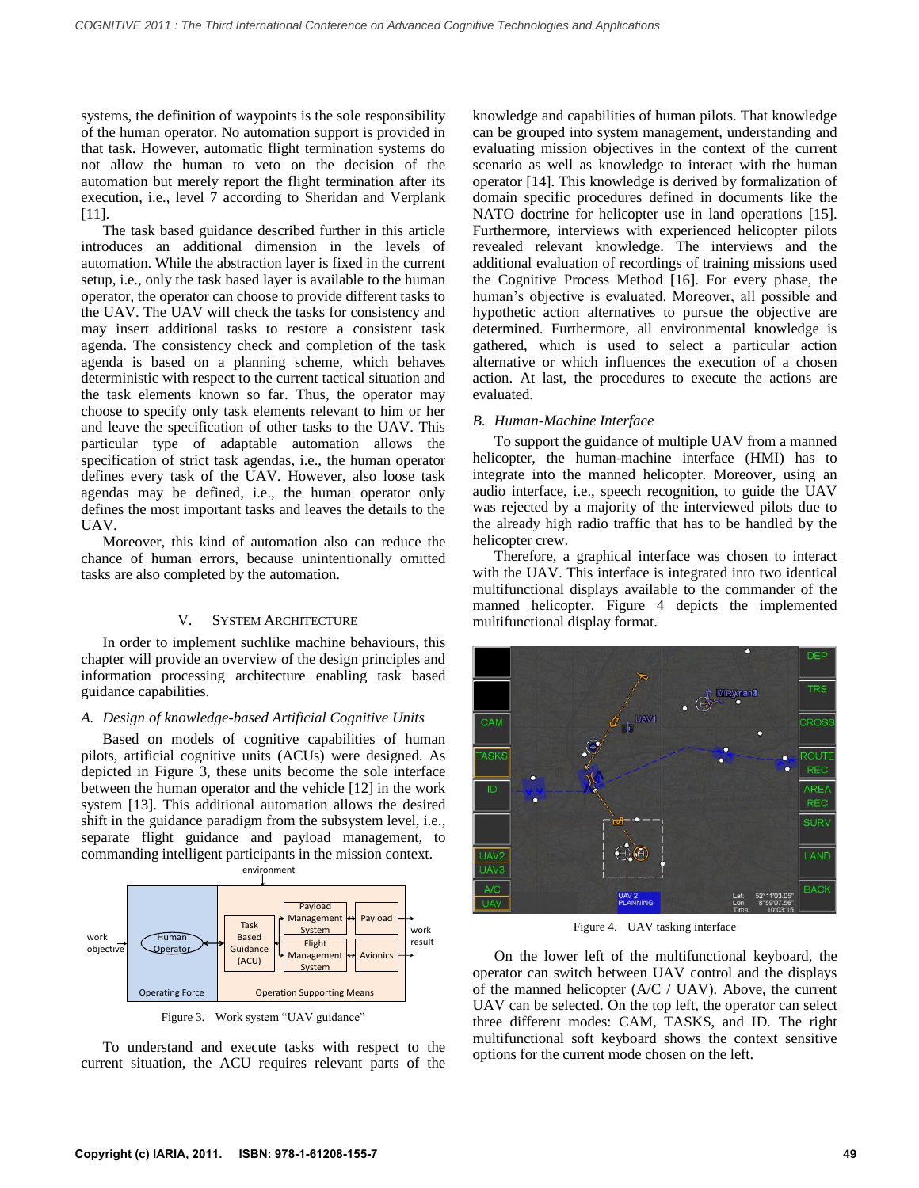systems, the definition of waypoints is the sole responsibility of the human operator. No automation support is provided in that task. However, automatic flight termination systems do not allow the human to veto on the decision of the automation but merely report the flight termination after its execution, i.e., level 7 according to Sheridan and Verplank [11].

The task based guidance described further in this article introduces an additional dimension in the levels of automation. While the abstraction layer is fixed in the current setup, i.e., only the task based layer is available to the human operator, the operator can choose to provide different tasks to the UAV. The UAV will check the tasks for consistency and may insert additional tasks to restore a consistent task agenda. The consistency check and completion of the task agenda is based on a planning scheme, which behaves deterministic with respect to the current tactical situation and the task elements known so far. Thus, the operator may choose to specify only task elements relevant to him or her and leave the specification of other tasks to the UAV. This particular type of adaptable automation allows the specification of strict task agendas, i.e., the human operator defines every task of the UAV. However, also loose task agendas may be defined, i.e., the human operator only defines the most important tasks and leaves the details to the UAV.

Moreover, this kind of automation also can reduce the chance of human errors, because unintentionally omitted tasks are also completed by the automation.

## V. System Architecture

In order to implement suchlike machine behaviours, this chapter will provide an overview of the design principles and information processing architecture enabling task based guidance capabilities.

### *A. Design of knowledge-based Artificial Cognitive Units*

Based on models of cognitive capabilities of human pilots, artificial cognitive units (ACUs) were designed. As depicted in Figure 3, these units become the sole interface between the human operator and the vehicle [12] in the work system [13]. This additional automation allows the desired shift in the guidance paradigm from the subsystem level, i.e., separate flight guidance and payload management, to commanding intelligent participants in the mission context.

Figure 3. Work system "UAV guidance"

To understand and execute tasks with respect to the current situation, the ACU requires relevant parts of the knowledge and capabilities of human pilots. That knowledge can be grouped into system management, understanding and evaluating mission objectives in the context of the current scenario as well as knowledge to interact with the human operator [14]. This knowledge is derived by formalization of domain specific procedures defined in documents like the NATO doctrine for helicopter use in land operations [15]. Furthermore, interviews with experienced helicopter pilots revealed relevant knowledge. The interviews and the additional evaluation of recordings of training missions used the Cognitive Process Method [16]. For every phase, the human's objective is evaluated. Moreover, all possible and hypothetic action alternatives to pursue the objective are determined. Furthermore, all environmental knowledge is gathered, which is used to select a particular action alternative or which influences the execution of a chosen action. At last, the procedures to execute the actions are evaluated.

### *B. Human-Machine Interface*

To support the guidance of multiple UAV from a manned helicopter, the human-machine interface (HMI) has to integrate into the manned helicopter. Moreover, using an audio interface, i.e., speech recognition, to guide the UAV was rejected by a majority of the interviewed pilots due to the already high radio traffic that has to be handled by the helicopter crew.

Therefore, a graphical interface was chosen to interact with the UAV. This interface is integrated into two identical multifunctional displays available to the commander of the manned helicopter. Figure 4 depicts the implemented multifunctional display format.

Figure 4. UAV tasking interface

On the lower left of the multifunctional keyboard, the operator can switch between UAV control and the displays of the manned helicopter (A/C / UAV). Above, the current UAV can be selected. On the top left, the operator can select three different modes: CAM, TASKS, and ID. The right multifunctional soft keyboard shows the context sensitive options for the current mode chosen on the left.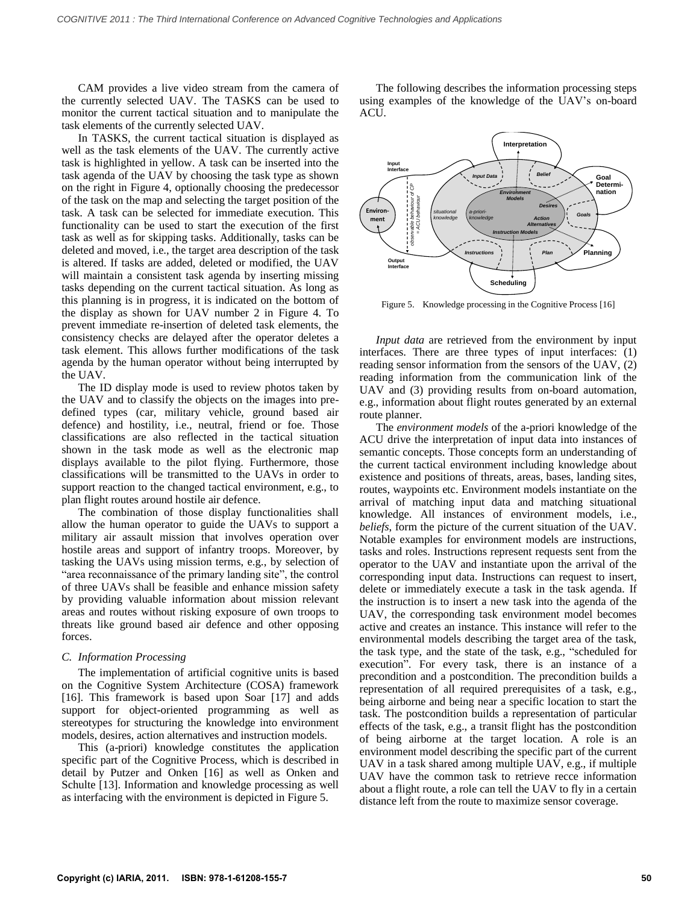CAM provides a live video stream from the camera of the currently selected UAV. The TASKS can be used to monitor the current tactical situation and to manipulate the task elements of the currently selected UAV.

In TASKS, the current tactical situation is displayed as well as the task elements of the UAV. The currently active task is highlighted in yellow. A task can be inserted into the task agenda of the UAV by choosing the task type as shown on the right in Figure 4, optionally choosing the predecessor of the task on the map and selecting the target position of the task. A task can be selected for immediate execution. This functionality can be used to start the execution of the first task as well as for skipping tasks. Additionally, tasks can be deleted and moved, i.e., the target area description of the task is altered. If tasks are added, deleted or modified, the UAV will maintain a consistent task agenda by inserting missing tasks depending on the current tactical situation. As long as this planning is in progress, it is indicated on the bottom of the display as shown for UAV number 2 in Figure 4. To prevent immediate re-insertion of deleted task elements, the consistency checks are delayed after the operator deletes a task element. This allows further modifications of the task agenda by the human operator without being interrupted by the UAV.

The ID display mode is used to review photos taken by the UAV and to classify the objects on the images into predefined types (car, military vehicle, ground based air defence) and hostility, i.e., neutral, friend or foe. Those classifications are also reflected in the tactical situation shown in the task mode as well as the electronic map displays available to the pilot flying. Furthermore, those classifications will be transmitted to the UAVs in order to support reaction to the changed tactical environment, e.g., to plan flight routes around hostile air defence.

The combination of those display functionalities shall allow the human operator to guide the UAVs to support a military air assault mission that involves operation over hostile areas and support of infantry troops. Moreover, by tasking the UAVs using mission terms, e.g., by selection of "area reconnaissance of the primary landing site", the control of three UAVs shall be feasible and enhance mission safety by providing valuable information about mission relevant areas and routes without risking exposure of own troops to threats like ground based air defence and other opposing forces.

### C. Information Processing

The implementation of artificial cognitive units is based on the Cognitive System Architecture (COSA) framework [16]. This framework is based upon Soar [17] and adds support for object-oriented programming as well as stereotypes for structuring the knowledge into environment models, desires, action alternatives and instruction models.

This (a-priori) knowledge constitutes the application specific part of the Cognitive Process, which is described in detail by Putzer and Onken [16] as well as Onken and Schulte [13]. Information and knowledge processing as well as interfacing with the environment is depicted in Figure 5.

The following describes the information processing steps using examples of the knowledge of the UAV's on-board ACU.

Figure 5. Knowledge processing in the Cognitive Process [16]

*Input data* are retrieved from the environment by input interfaces. There are three types of input interfaces: (1) reading sensor information from the sensors of the UAV, (2) reading information from the communication link of the UAV and (3) providing results from on-board automation, e.g., information about flight routes generated by an external route planner.

The *environment models* of the a-priori knowledge of the ACU drive the interpretation of input data into instances of semantic concepts. Those concepts form an understanding of the current tactical environment including knowledge about existence and positions of threats, areas, bases, landing sites, routes, waypoints etc. Environment models instantiate on the arrival of matching input data and matching situational knowledge. All instances of environment models, i.e., *beliefs*, form the picture of the current situation of the UAV. Notable examples for environment models are instructions, tasks and roles. Instructions represent requests sent from the operator to the UAV and instantiate upon the arrival of the corresponding input data. Instructions can request to insert, delete or immediately execute a task in the task agenda. If the instruction is to insert a new task into the agenda of the UAV, the corresponding task environment model becomes active and creates an instance. This instance will refer to the environmental models describing the target area of the task, the task type, and the state of the task, e.g., "scheduled for execution". For every task, there is an instance of a precondition and a postcondition. The precondition builds a representation of all required prerequisites of a task, e.g., being airborne and being near a specific location to start the task. The postcondition builds a representation of particular effects of the task, e.g., a transit flight has the postcondition of being airborne at the target location. A role is an environment model describing the specific part of the current UAV in a task shared among multiple UAV, e.g., if multiple UAV have the common task to retrieve recce information about a flight route, a role can tell the UAV to fly in a certain distance left from the route to maximize sensor coverage.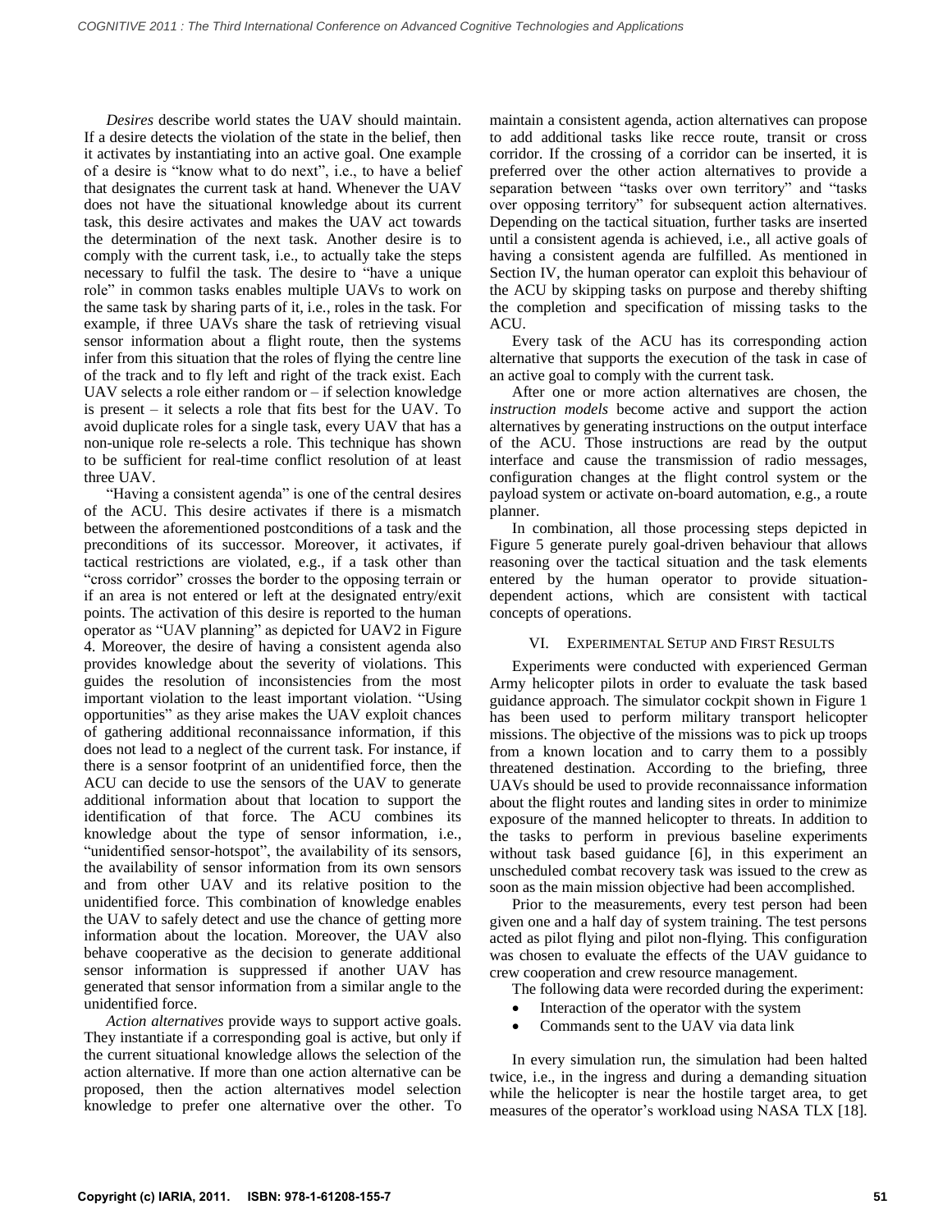*Desires* describe world states the UAV should maintain. If a desire detects the violation of the state in the belief, then it activates by instantiating into an active goal. One example of a desire is "know what to do next", i.e., to have a belief that designates the current task at hand. Whenever the UAV does not have the situational knowledge about its current task, this desire activates and makes the UAV act towards the determination of the next task. Another desire is to comply with the current task, i.e., to actually take the steps necessary to fulfil the task. The desire to "have a unique role" in common tasks enables multiple UAVs to work on the same task by sharing parts of it, i.e., roles in the task. For example, if three UAVs share the task of retrieving visual sensor information about a flight route, then the systems infer from this situation that the roles of flying the centre line of the track and to fly left and right of the track exist. Each UAV selects a role either random or – if selection knowledge is present – it selects a role that fits best for the UAV. To avoid duplicate roles for a single task, every UAV that has a non-unique role re-selects a role. This technique has shown to be sufficient for real-time conflict resolution of at least three UAV.

"Having a consistent agenda" is one of the central desires of the ACU. This desire activates if there is a mismatch between the aforementioned postconditions of a task and the preconditions of its successor. Moreover, it activates, if tactical restrictions are violated, e.g., if a task other than "cross corridor" crosses the border to the opposing terrain or if an area is not entered or left at the designated entry/exit points. The activation of this desire is reported to the human operator as "UAV planning" as depicted for UAV2 in Figure 4. Moreover, the desire of having a consistent agenda also provides knowledge about the severity of violations. This guides the resolution of inconsistencies from the most important violation to the least important violation. "Using opportunities" as they arise makes the UAV exploit chances of gathering additional reconnaissance information, if this does not lead to a neglect of the current task. For instance, if there is a sensor footprint of an unidentified force, then the ACU can decide to use the sensors of the UAV to generate additional information about that location to support the identification of that force. The ACU combines its knowledge about the type of sensor information, i.e., "unidentified sensor-hotspot", the availability of its sensors, the availability of sensor information from its own sensors and from other UAV and its relative position to the unidentified force. This combination of knowledge enables the UAV to safely detect and use the chance of getting more information about the location. Moreover, the UAV also behave cooperative as the decision to generate additional sensor information is suppressed if another UAV has generated that sensor information from a similar angle to the unidentified force.

*Action alternatives* provide ways to support active goals. They instantiate if a corresponding goal is active, but only if the current situational knowledge allows the selection of the action alternative. If more than one action alternative can be proposed, then the action alternatives model selection knowledge to prefer one alternative over the other. To maintain a consistent agenda, action alternatives can propose to add additional tasks like recce route, transit or cross corridor. If the crossing of a corridor can be inserted, it is preferred over the other action alternatives to provide a separation between "tasks over own territory" and "tasks over opposing territory" for subsequent action alternatives. Depending on the tactical situation, further tasks are inserted until a consistent agenda is achieved, i.e., all active goals of having a consistent agenda are fulfilled. As mentioned in Section IV, the human operator can exploit this behaviour of the ACU by skipping tasks on purpose and thereby shifting the completion and specification of missing tasks to the ACU.

Every task of the ACU has its corresponding action alternative that supports the execution of the task in case of an active goal to comply with the current task.

After one or more action alternatives are chosen, the *instruction models* become active and support the action alternatives by generating instructions on the output interface of the ACU. Those instructions are read by the output interface and cause the transmission of radio messages, configuration changes at the flight control system or the payload system or activate on-board automation, e.g., a route planner.

In combination, all those processing steps depicted in Figure 5 generate purely goal-driven behaviour that allows reasoning over the tactical situation and the task elements entered by the human operator to provide situation-dependent actions, which are consistent with tactical concepts of operations.

## VI. Experimental Setup and First Results

Experiments were conducted with experienced German Army helicopter pilots in order to evaluate the task based guidance approach. The simulator cockpit shown in Figure 1 has been used to perform military transport helicopter missions. The objective of the missions was to pick up troops from a known location and to carry them to a possibly threatened destination. According to the briefing, three UAVs should be used to provide reconnaissance information about the flight routes and landing sites in order to minimize exposure of the manned helicopter to threats. In addition to the tasks to perform in previous baseline experiments without task based guidance [6], in this experiment an unscheduled combat recovery task was issued to the crew as soon as the main mission objective had been accomplished.

Prior to the measurements, every test person had been given one and a half day of system training. The test persons acted as pilot flying and pilot non-flying. This configuration was chosen to evaluate the effects of the UAV guidance to crew cooperation and crew resource management.

The following data were recorded during the experiment:

- Interaction of the operator with the system
- Commands sent to the UAV via data link

In every simulation run, the simulation had been halted twice, i.e., in the ingress and during a demanding situation while the helicopter is near the hostile target area, to get measures of the operator's workload using NASA TLX [18].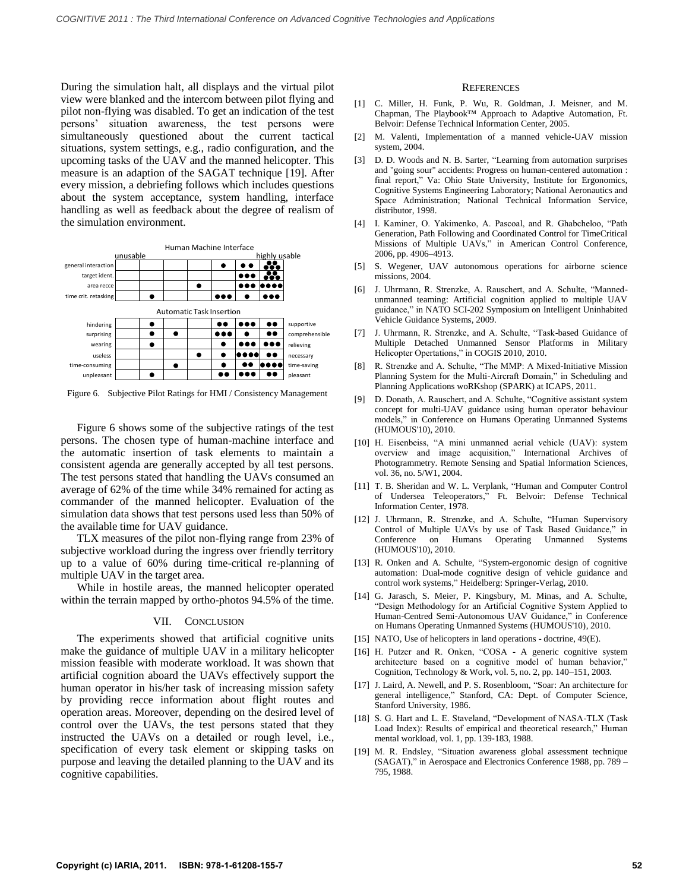During the simulation halt, all displays and the virtual pilot view were blanked and the intercom between pilot flying and pilot non-flying was disabled. To get an indication of the test persons' situation awareness, the test persons were simultaneously questioned about the current tactical situations, system settings, e.g., radio configuration, and the upcoming tasks of the UAV and the manned helicopter. This measure is an adaption of the SAGAT technique [19]. After every mission, a debriefing follows which includes questions about the system acceptance, system handling, interface handling as well as feedback about the degree of realism of the simulation environment.

Human Machine Interface

unusable

highly usable

general interaction

target ident.

area recce

time crit. retasking

Automatic Task Insertion

hindering

supportive

surprising

comprehensible

wearing

relieving

useless

necessary

time-consuming

time-saving

unpleasant

pleasant

Figure 6. Subjective Pilot Ratings for HMI / Consistency Management

Figure 6 shows some of the subjective ratings of the test persons. The chosen type of human-machine interface and the automatic insertion of task elements to maintain a consistent agenda are generally accepted by all test persons. The test persons stated that handling the UAVs consumed an average of 62% of the time while 34% remained for acting as commander of the manned helicopter. Evaluation of the simulation data shows that test persons used less than 50% of the available time for UAV guidance.

TLX measures of the pilot non-flying range from 23% of subjective workload during the ingress over friendly territory up to a value of 60% during time-critical re-planning of multiple UAV in the target area.

While in hostile areas, the manned helicopter operated within the terrain mapped by ortho-photos 94.5% of the time.

## VII. Conclusion

The experiments showed that artificial cognitive units make the guidance of multiple UAV in a military helicopter mission feasible with moderate workload. It was shown that artificial cognition aboard the UAVs effectively support the human operator in his/her task of increasing mission safety by providing recce information about flight routes and operation areas. Moreover, depending on the desired level of control over the UAVs, the test persons stated that they instructed the UAVs on a detailed or rough level, i.e., specification of every task element or skipping tasks on purpose and leaving the detailed planning to the UAV and its cognitive capabilities.

## References

[1] C. Miller, H. Funk, P. Wu, R. Goldman, J. Meisner, and M. Chapman, The Playbook™ Approach to Adaptive Automation, Ft. Belvoir: Defense Technical Information Center, 2005.

[2] M. Valenti, Implementation of a manned vehicle-UAV mission system, 2004.

[3] D. D. Woods and N. B. Sarter, "Learning from automation surprises and "going sour" accidents: Progress on human-centered automation : final report," Va: Ohio State University, Institute for Ergonomics, Cognitive Systems Engineering Laboratory; National Aeronautics and Space Administration; National Technical Information Service, distributor, 1998.

[4] I. Kaminer, O. Yakimenko, A. Pascoal, and R. Ghabcheloo, "Path Generation, Path Following and Coordinated Control for TimeCritical Missions of Multiple UAVs," in American Control Conference, 2006, pp. 4906–4913.

[5] S. Wegener, UAV autonomous operations for airborne science missions, 2004.

[6] J. Uhrmann, R. Strenzke, A. Rauschert, and A. Schulte, "Manned-unmanned teaming: Artificial cognition applied to multiple UAV guidance," in NATO SCI-202 Symposium on Intelligent Uninhabited Vehicle Guidance Systems, 2009.

[7] J. Uhrmann, R. Strenzke, and A. Schulte, "Task-based Guidance of Multiple Detached Unmanned Sensor Platforms in Military Helicopter Opertations," in COGIS 2010, 2010.

[8] R. Strenzke and A. Schulte, "The MMP: A Mixed-Initiative Mission Planning System for the Multi-Aircraft Domain," in Scheduling and Planning Applications woRKshop (SPARK) at ICAPS, 2011.

[9] D. Donath, A. Rauschert, and A. Schulte, "Cognitive assistant system concept for multi-UAV guidance using human operator behaviour models," in Conference on Humans Operating Unmanned Systems (HUMOUS'10), 2010.

[10] H. Eisenbeiss, "A mini unmanned aerial vehicle (UAV): system overview and image acquisition," International Archives of Photogrammetry. Remote Sensing and Spatial Information Sciences, vol. 36, no. 5/W1, 2004.

[11] T. B. Sheridan and W. L. Verplank, "Human and Computer Control of Undersea Teleoperators," Ft. Belvoir: Defense Technical Information Center, 1978.

[12] J. Uhrmann, R. Strenzke, and A. Schulte, "Human Supervisory Control of Multiple UAVs by use of Task Based Guidance," in Conference on Humans Operating Unmanned Systems (HUMOUS'10), 2010.

[13] R. Onken and A. Schulte, "System-ergonomic design of cognitive automation: Dual-mode cognitive design of vehicle guidance and control work systems," Heidelberg: Springer-Verlag, 2010.

[14] G. Jarasch, S. Meier, P. Kingsbury, M. Minas, and A. Schulte, "Design Methodology for an Artificial Cognitive System Applied to Human-Centred Semi-Autonomous UAV Guidance," in Conference on Humans Operating Unmanned Systems (HUMOUS'10), 2010.

[15] NATO, Use of helicopters in land operations - doctrine, 49(E).

[16] H. Putzer and R. Onken, "COSA - A generic cognitive system architecture based on a cognitive model of human behavior," Cognition, Technology & Work, vol. 5, no. 2, pp. 140–151, 2003.

[17] J. Laird, A. Newell, and P. S. Rosenbloom, "Soar: An architecture for general intelligence," Stanford, CA: Dept. of Computer Science, Stanford University, 1986.

[18] S. G. Hart and L. E. Staveland, "Development of NASA-TLX (Task Load Index): Results of empirical and theoretical research," Human mental workload, vol. 1, pp. 139-183, 1988.

[19] M. R. Endsley, "Situation awareness global assessment technique (SAGAT)," in Aerospace and Electronics Conference 1988, pp. 789 – 795, 1988.